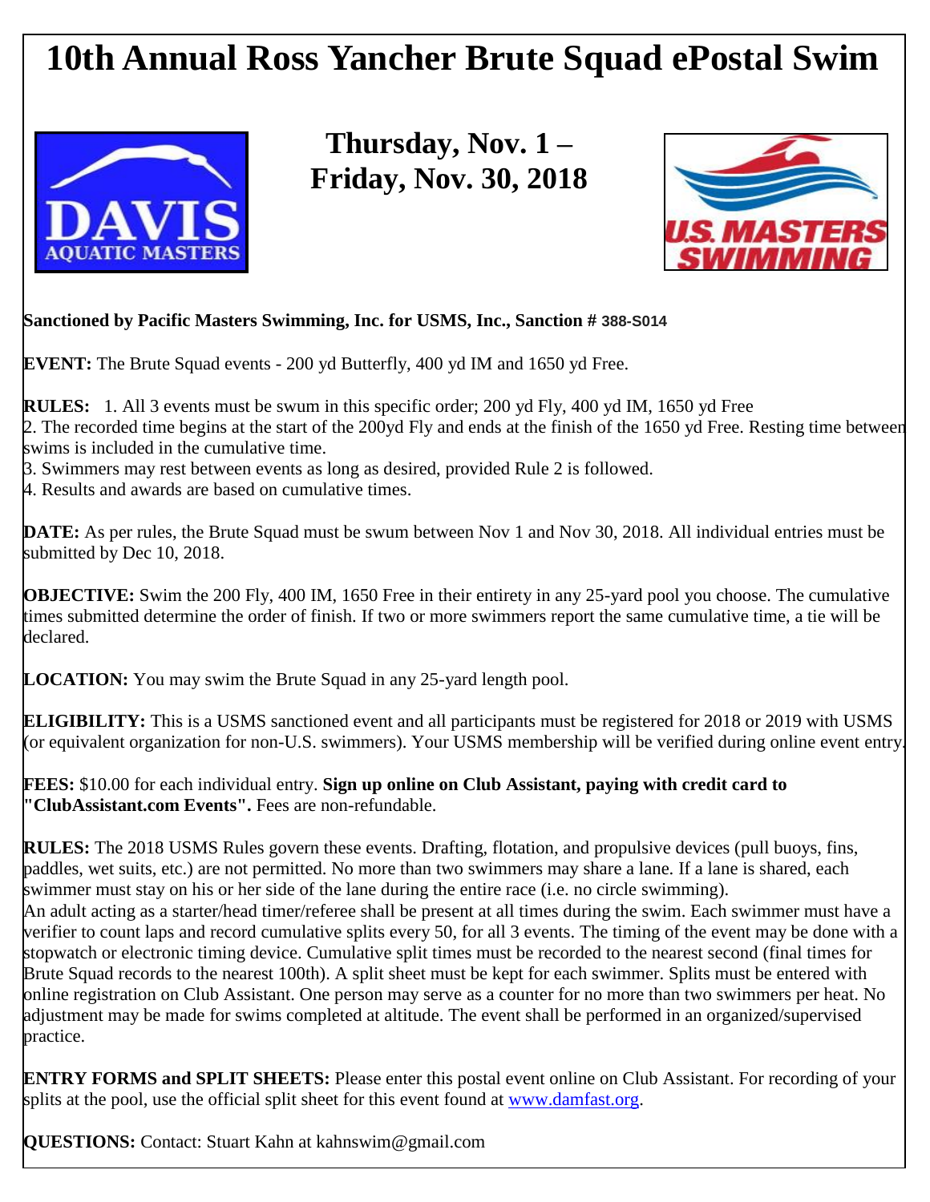# 10th Annual Ross Yancher Brute Squad ePostal Swim

## Thursday, Nov. 1 – Friday, Nov. 30, 2018

**Sanctioned by Pacific Masters Swimming, Inc. for USMS, Inc., Sanction # 388-S014**

**EVENT:** The Brute Squad events - 200 yd Butterfly, 400 yd IM and 1650 yd Free.

**RULES:** 1. All 3 events must be swum in this specific order; 200 yd Fly, 400 yd IM, 1650 yd Free
2. The recorded time begins at the start of the 200yd Fly and ends at the finish of the 1650 yd Free. Resting time between swims is included in the cumulative time.
3. Swimmers may rest between events as long as desired, provided Rule 2 is followed.
4. Results and awards are based on cumulative times.

**DATE:** As per rules, the Brute Squad must be swum between Nov 1 and Nov 30, 2018. All individual entries must be submitted by Dec 10, 2018.

**OBJECTIVE:** Swim the 200 Fly, 400 IM, 1650 Free in their entirety in any 25-yard pool you choose. The cumulative times submitted determine the order of finish. If two or more swimmers report the same cumulative time, a tie will be declared.

**LOCATION:** You may swim the Brute Squad in any 25-yard length pool.

**ELIGIBILITY:** This is a USMS sanctioned event and all participants must be registered for 2018 or 2019 with USMS (or equivalent organization for non-U.S. swimmers). Your USMS membership will be verified during online event entry.

**FEES:** $10.00 for each individual entry. **Sign up online on Club Assistant, paying with credit card to "ClubAssistant.com Events".** Fees are non-refundable.

**RULES:** The 2018 USMS Rules govern these events. Drafting, flotation, and propulsive devices (pull buoys, fins, paddles, wet suits, etc.) are not permitted. No more than two swimmers may share a lane. If a lane is shared, each swimmer must stay on his or her side of the lane during the entire race (i.e. no circle swimming).
An adult acting as a starter/head timer/referee shall be present at all times during the swim. Each swimmer must have a verifier to count laps and record cumulative splits every 50, for all 3 events. The timing of the event may be done with a stopwatch or electronic timing device. Cumulative split times must be recorded to the nearest second (final times for Brute Squad records to the nearest 100th). A split sheet must be kept for each swimmer. Splits must be entered with online registration on Club Assistant. One person may serve as a counter for no more than two swimmers per heat. No adjustment may be made for swims completed at altitude. The event shall be performed in an organized/supervised practice.

**ENTRY FORMS and SPLIT SHEETS:** Please enter this postal event online on Club Assistant. For recording of your splits at the pool, use the official split sheet for this event found at www.damfast.org.

**QUESTIONS:** Contact: Stuart Kahn at kahnswim@gmail.com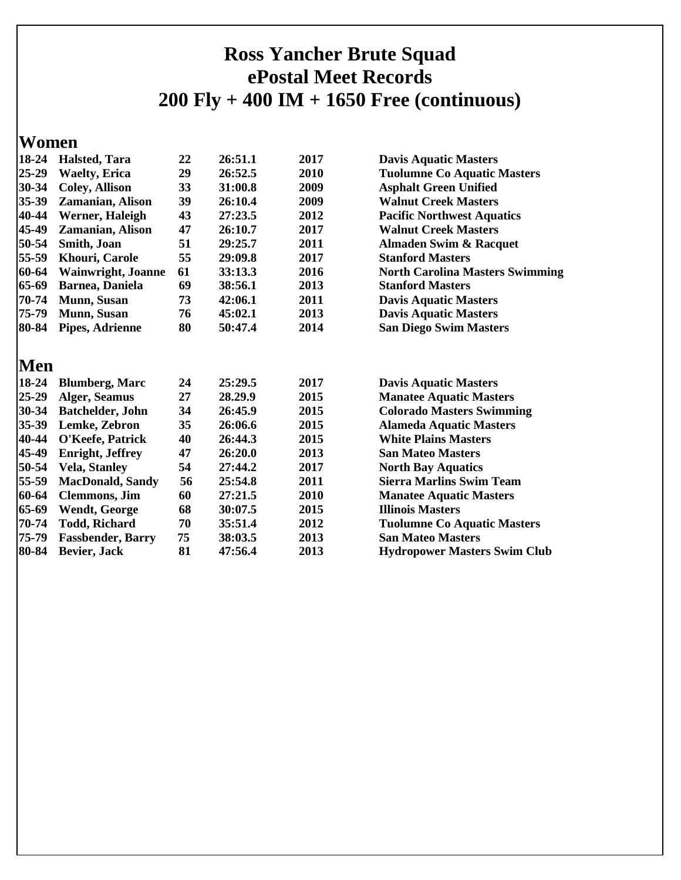# Ross Yancher Brute Squad
# ePostal Meet Records
# 200 Fly + 400 IM + 1650 Free (continuous)

## Women

| | | | | | |
|---|---|---|---|---|---|
| 18-24 | Halsted, Tara | 22 | 26:51.1 | 2017 | Davis Aquatic Masters |
| 25-29 | Waelty, Erica | 29 | 26:52.5 | 2010 | Tuolumne Co Aquatic Masters |
| 30-34 | Coley, Allison | 33 | 31:00.8 | 2009 | Asphalt Green Unified |
| 35-39 | Zamanian, Alison | 39 | 26:10.4 | 2009 | Walnut Creek Masters |
| 40-44 | Werner, Haleigh | 43 | 27:23.5 | 2012 | Pacific Northwest Aquatics |
| 45-49 | Zamanian, Alison | 47 | 26:10.7 | 2017 | Walnut Creek Masters |
| 50-54 | Smith, Joan | 51 | 29:25.7 | 2011 | Almaden Swim & Racquet |
| 55-59 | Khouri, Carole | 55 | 29:09.8 | 2017 | Stanford Masters |
| 60-64 | Wainwright, Joanne | 61 | 33:13.3 | 2016 | North Carolina Masters Swimming |
| 65-69 | Barnea, Daniela | 69 | 38:56.1 | 2013 | Stanford Masters |
| 70-74 | Munn, Susan | 73 | 42:06.1 | 2011 | Davis Aquatic Masters |
| 75-79 | Munn, Susan | 76 | 45:02.1 | 2013 | Davis Aquatic Masters |
| 80-84 | Pipes, Adrienne | 80 | 50:47.4 | 2014 | San Diego Swim Masters |

## Men

| | | | | | |
|---|---|---|---|---|---|
| 18-24 | Blumberg, Marc | 24 | 25:29.5 | 2017 | Davis Aquatic Masters |
| 25-29 | Alger, Seamus | 27 | 28.29.9 | 2015 | Manatee Aquatic Masters |
| 30-34 | Batchelder, John | 34 | 26:45.9 | 2015 | Colorado Masters Swimming |
| 35-39 | Lemke, Zebron | 35 | 26:06.6 | 2015 | Alameda Aquatic Masters |
| 40-44 | O'Keefe, Patrick | 40 | 26:44.3 | 2015 | White Plains Masters |
| 45-49 | Enright, Jeffrey | 47 | 26:20.0 | 2013 | San Mateo Masters |
| 50-54 | Vela, Stanley | 54 | 27:44.2 | 2017 | North Bay Aquatics |
| 55-59 | MacDonald, Sandy | 56 | 25:54.8 | 2011 | Sierra Marlins Swim Team |
| 60-64 | Clemmons, Jim | 60 | 27:21.5 | 2010 | Manatee Aquatic Masters |
| 65-69 | Wendt, George | 68 | 30:07.5 | 2015 | Illinois Masters |
| 70-74 | Todd, Richard | 70 | 35:51.4 | 2012 | Tuolumne Co Aquatic Masters |
| 75-79 | Fassbender, Barry | 75 | 38:03.5 | 2013 | San Mateo Masters |
| 80-84 | Bevier, Jack | 81 | 47:56.4 | 2013 | Hydropower Masters Swim Club |